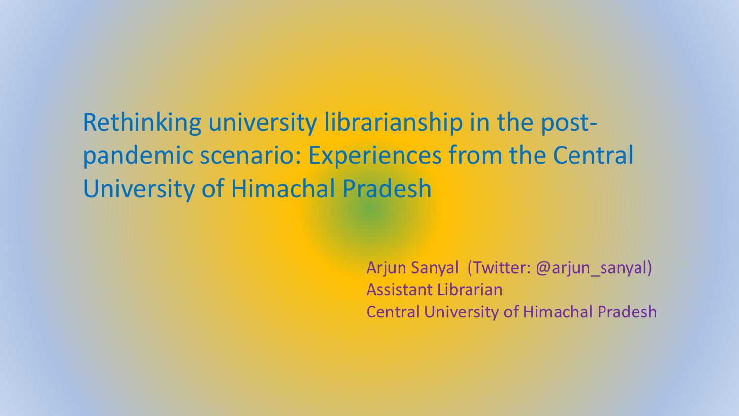# Rethinking university librarianship in the post-pandemic scenario: Experiences from the Central University of Himachal Pradesh

Arjun Sanyal (Twitter: @arjun_sanyal)
Assistant Librarian
Central University of Himachal Pradesh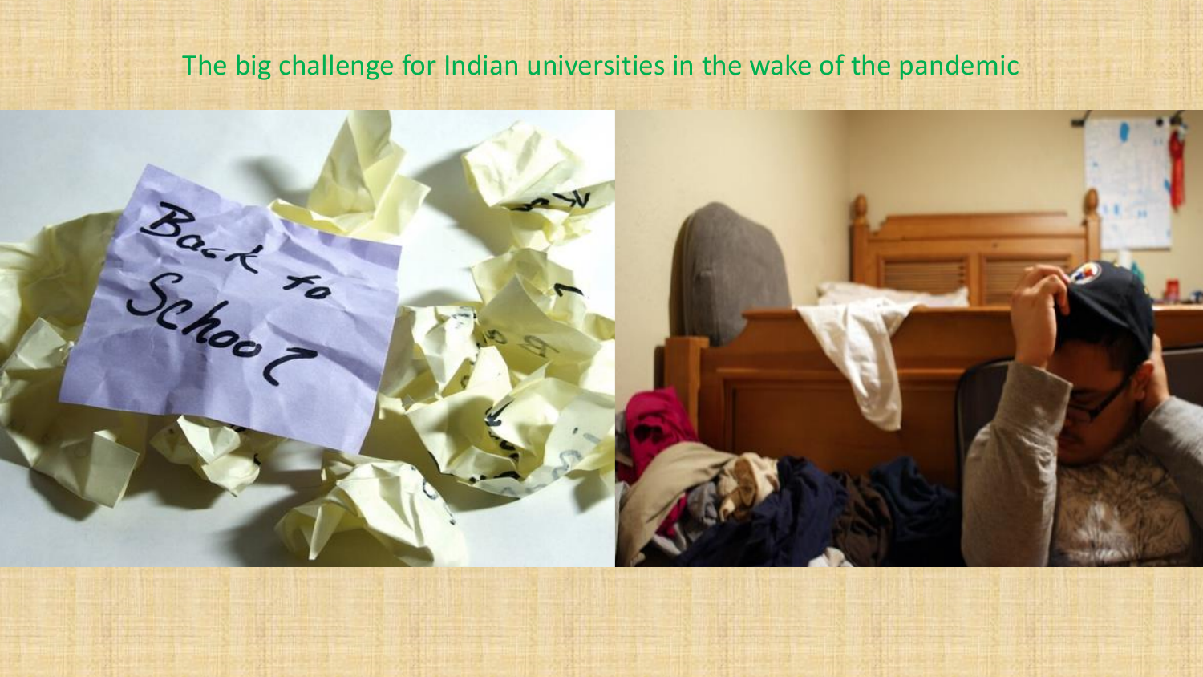The big challenge for Indian universities in the wake of the pandemic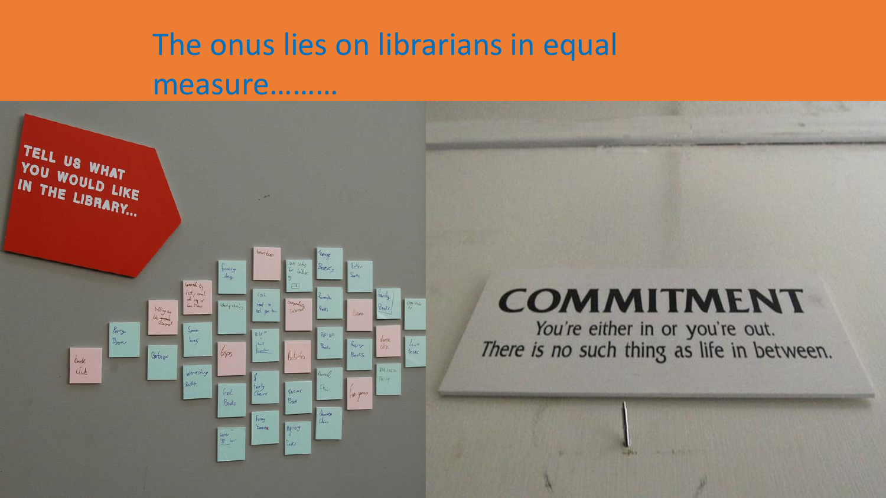# The onus lies on librarians in equal measure………

TELL US WHAT YOU WOULD LIKE IN THE LIBRARY...

**COMMITMENT**

*You're either in or you're out.*
*There is no such thing as life in between.*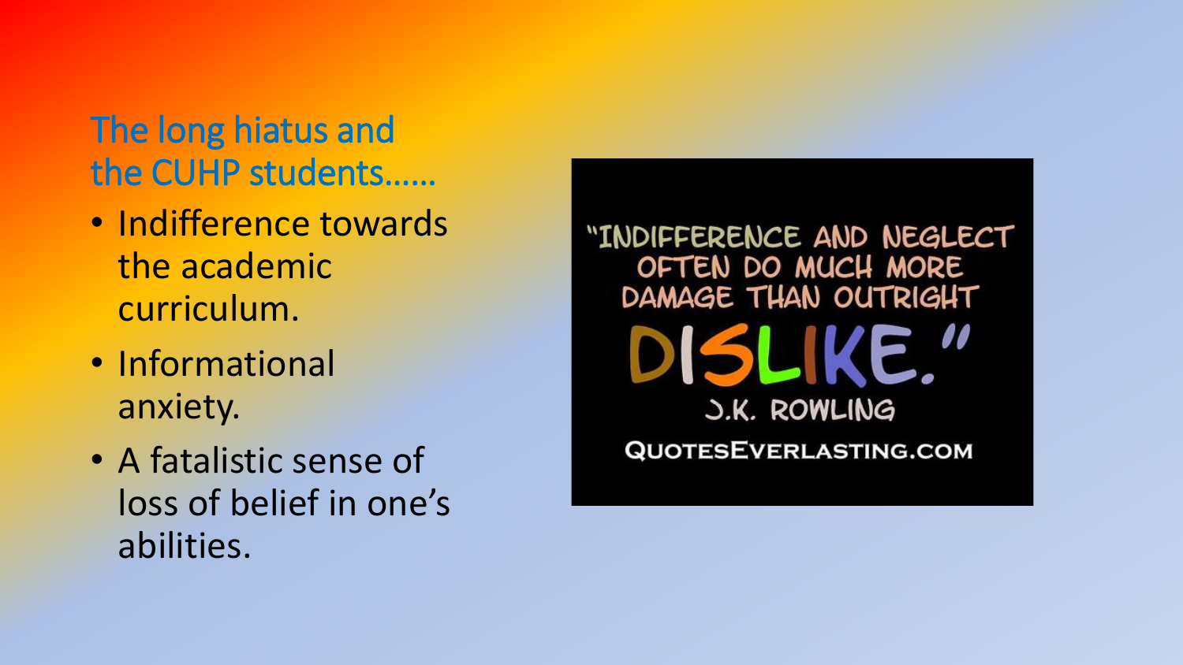## The long hiatus and the CUHP students……

- Indifference towards the academic curriculum.
- Informational anxiety.
- A fatalistic sense of loss of belief in one's abilities.

"INDIFFERENCE AND NEGLECT OFTEN DO MUCH MORE DAMAGE THAN OUTRIGHT DISLIKE."

J.K. ROWLING

QUOTESEVERLASTING.COM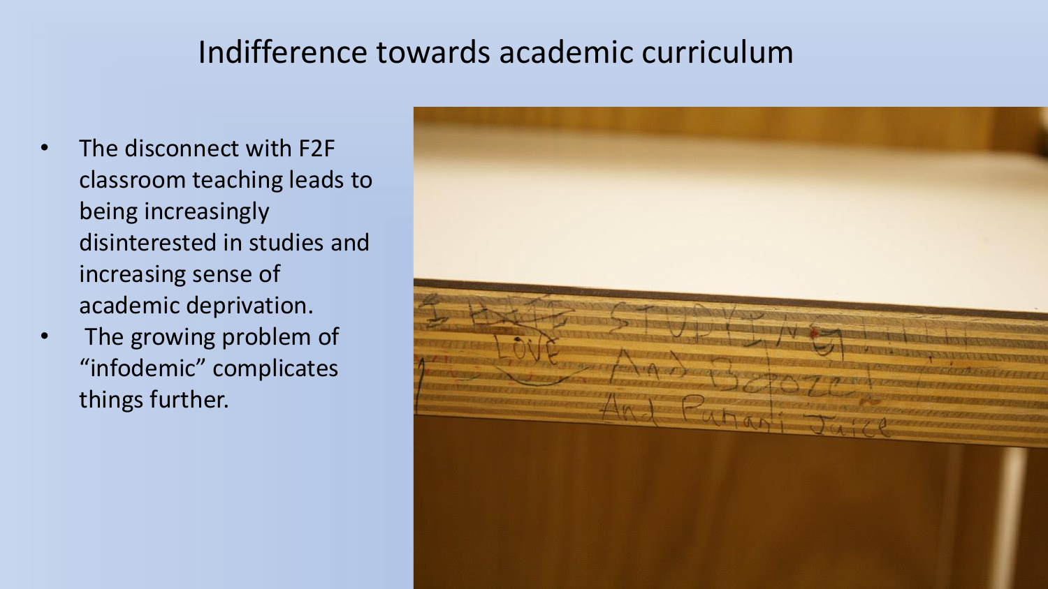# Indifference towards academic curriculum

- The disconnect with F2F classroom teaching leads to being increasingly disinterested in studies and increasing sense of academic deprivation.
- The growing problem of "infodemic" complicates things further.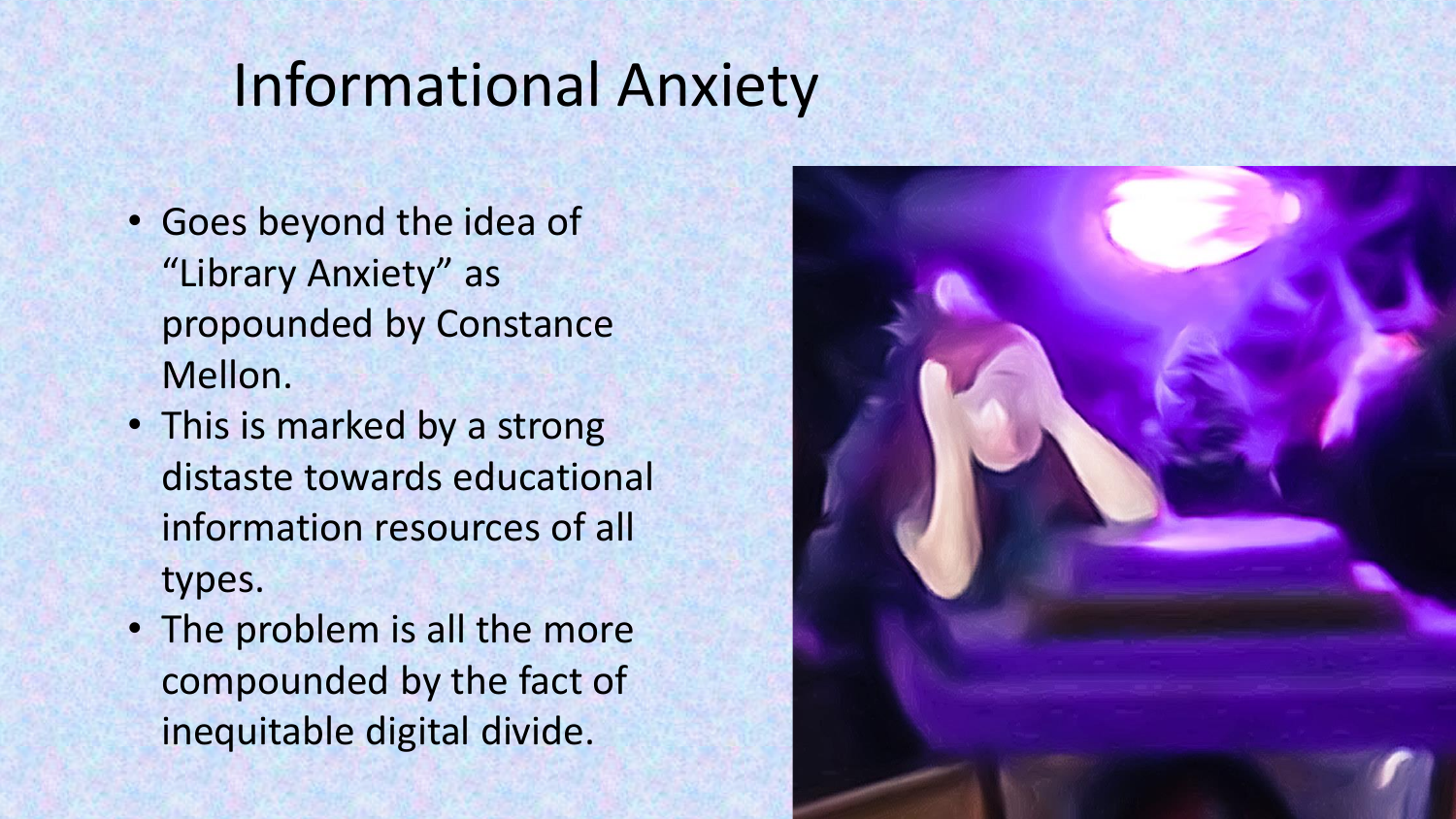# Informational Anxiety

- Goes beyond the idea of "Library Anxiety" as propounded by Constance Mellon.
- This is marked by a strong distaste towards educational information resources of all types.
- The problem is all the more compounded by the fact of inequitable digital divide.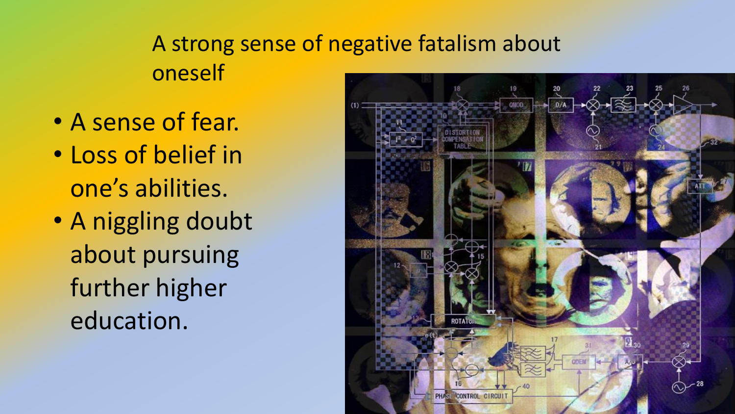## A strong sense of negative fatalism about oneself

- A sense of fear.
- Loss of belief in one's abilities.
- A niggling doubt about pursuing further higher education.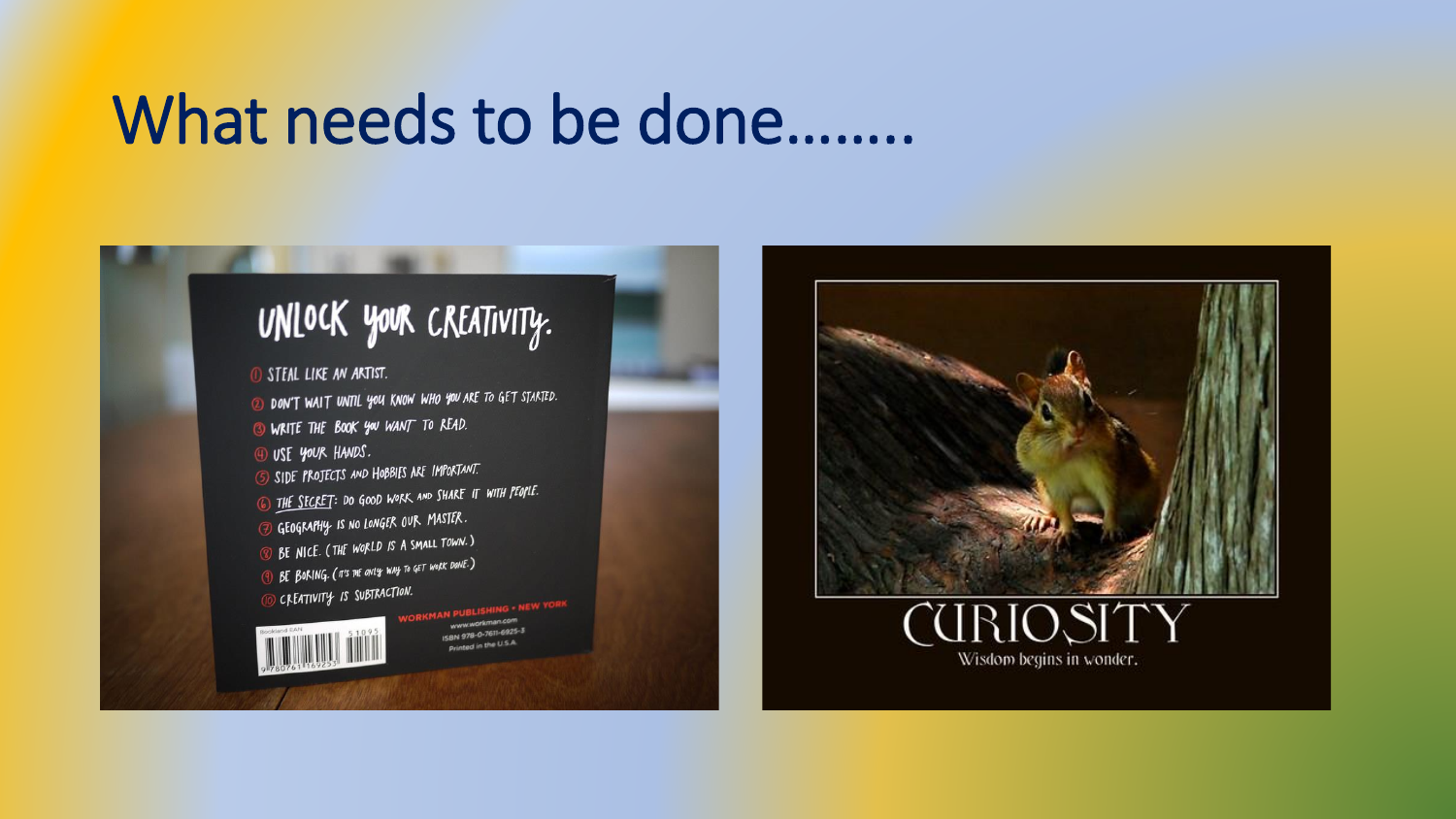# What needs to be done……..

UNLOCK YOUR CREATIVITY.

1. STEAL LIKE AN ARTIST.
2. DON'T WAIT UNTIL YOU KNOW WHO YOU ARE TO GET STARTED.
3. WRITE THE BOOK YOU WANT TO READ.
4. USE YOUR HANDS.
5. SIDE PROJECTS AND HOBBIES ARE IMPORTANT.
6. THE SECRET: DO GOOD WORK AND SHARE IT WITH PEOPLE.
7. GEOGRAPHY IS NO LONGER OUR MASTER.
8. BE NICE. (THE WORLD IS A SMALL TOWN.)
9. BE BORING. (IT'S THE ONLY WAY TO GET WORK DONE.)
10. CREATIVITY IS SUBTRACTION.

WORKMAN PUBLISHING • NEW YORK
www.workman.com
ISBN 978-0-7611-6925-3
Printed in the U.S.A.

CURIOSITY

Wisdom begins in wonder.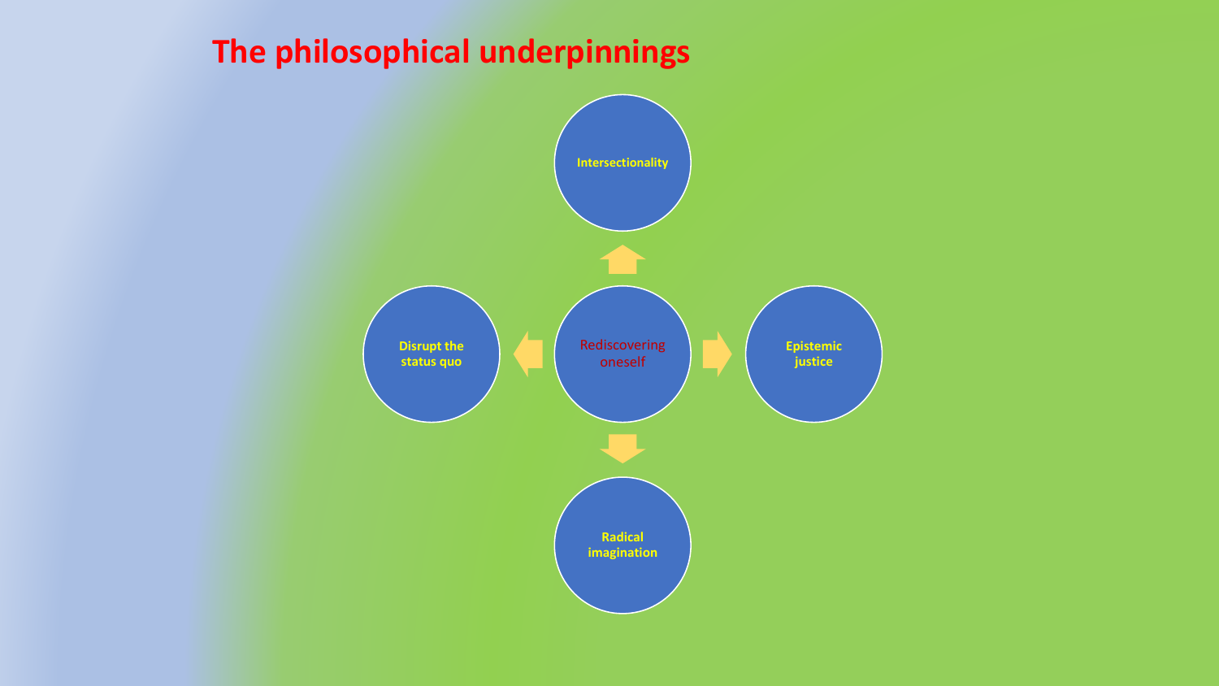# The philosophical underpinnings

- Rediscovering oneself
  - Intersectionality
  - Epistemic justice
  - Radical imagination
  - Disrupt the status quo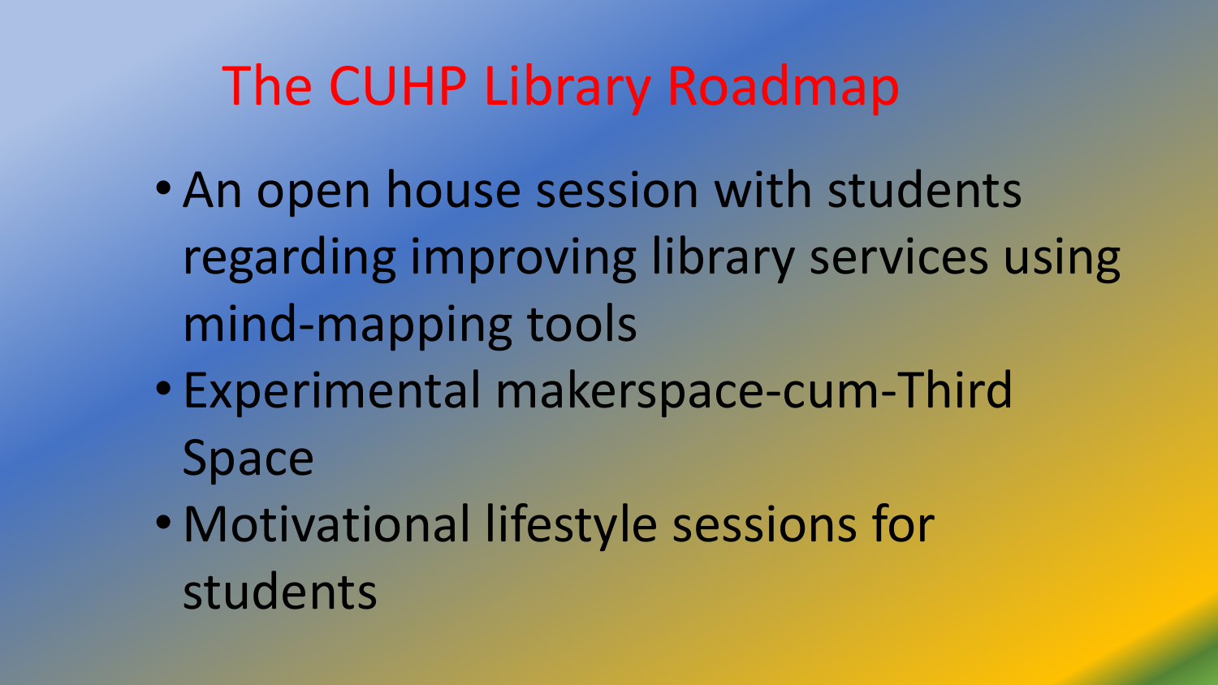# The CUHP Library Roadmap

- An open house session with students regarding improving library services using mind-mapping tools
- Experimental makerspace-cum-Third Space
- Motivational lifestyle sessions for students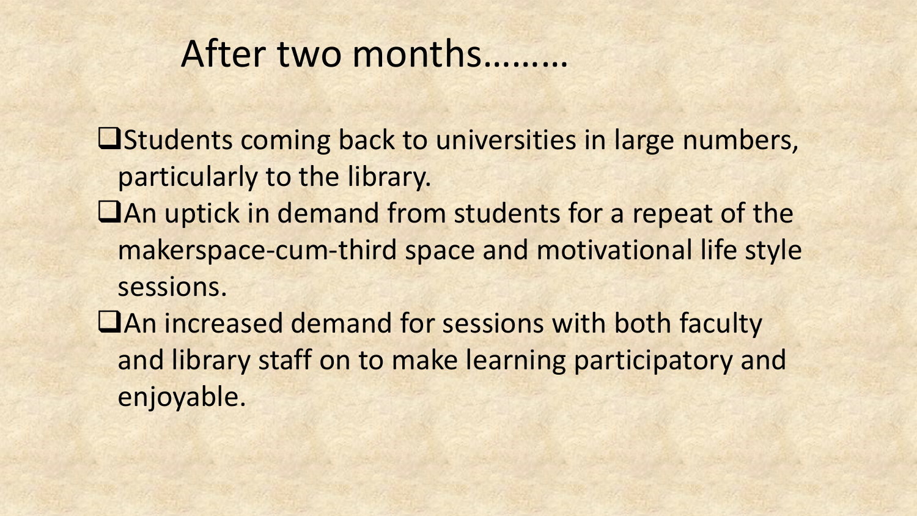# After two months………

- Students coming back to universities in large numbers, particularly to the library.
- An uptick in demand from students for a repeat of the makerspace-cum-third space and motivational life style sessions.
- An increased demand for sessions with both faculty and library staff on to make learning participatory and enjoyable.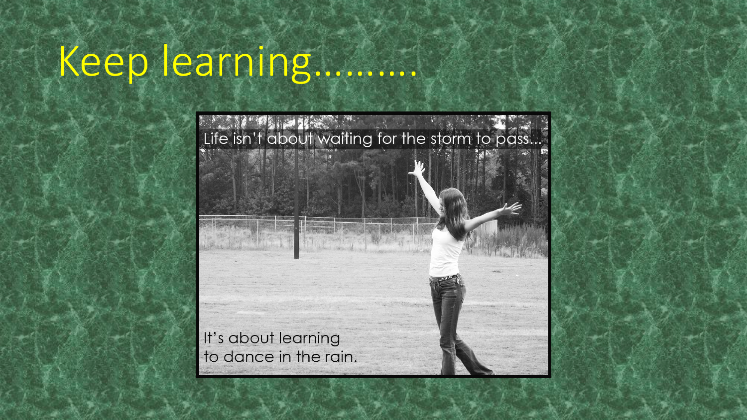# Keep learning……….

Life isn't about waiting for the storm to pass…

It's about learning
to dance in the rain.